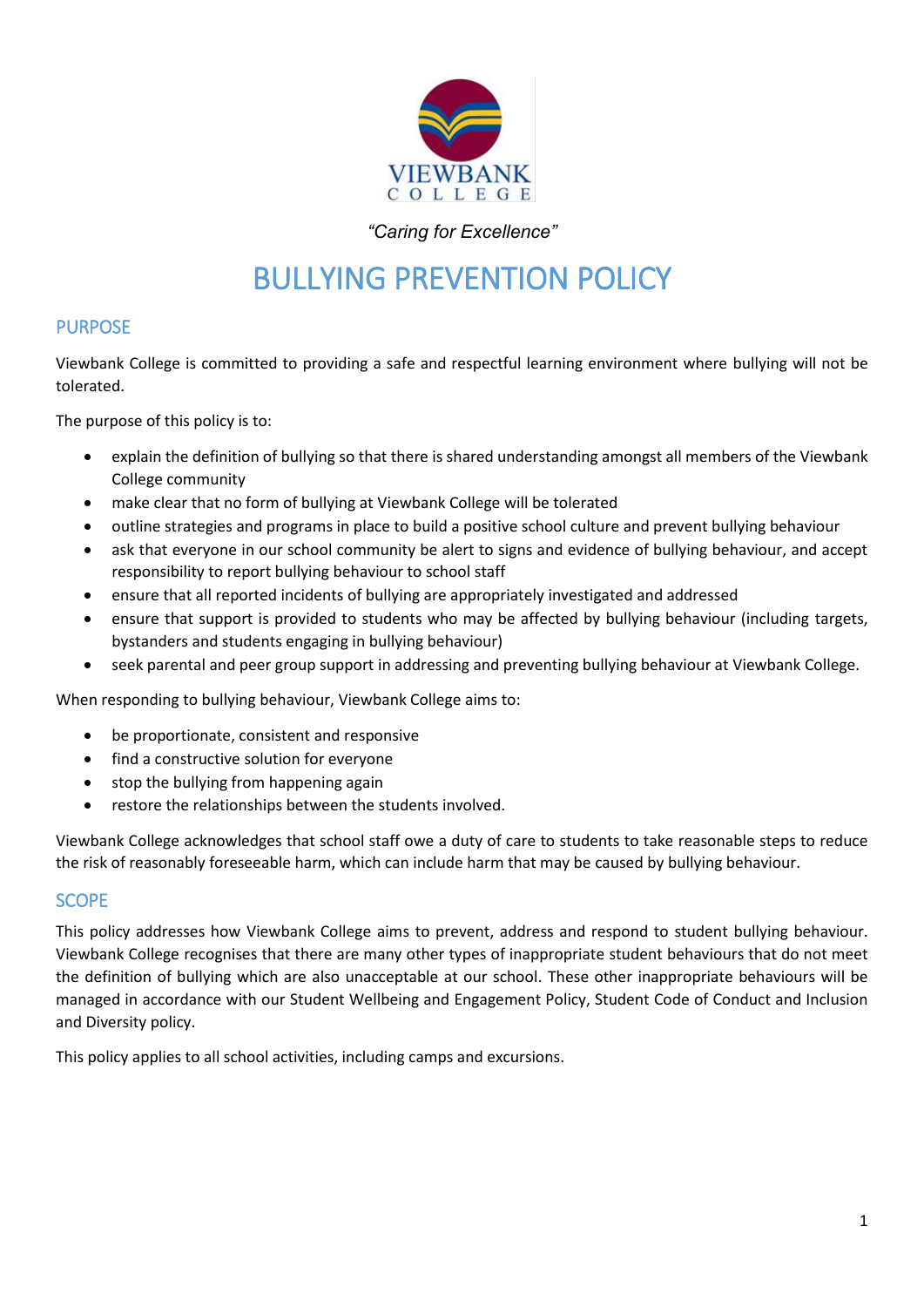VIEWBANK COLLEGE

*"Caring for Excellence"*

# BULLYING PREVENTION POLICY

## PURPOSE

Viewbank College is committed to providing a safe and respectful learning environment where bullying will not be tolerated.

The purpose of this policy is to:

- explain the definition of bullying so that there is shared understanding amongst all members of the Viewbank College community
- make clear that no form of bullying at Viewbank College will be tolerated
- outline strategies and programs in place to build a positive school culture and prevent bullying behaviour
- ask that everyone in our school community be alert to signs and evidence of bullying behaviour, and accept responsibility to report bullying behaviour to school staff
- ensure that all reported incidents of bullying are appropriately investigated and addressed
- ensure that support is provided to students who may be affected by bullying behaviour (including targets, bystanders and students engaging in bullying behaviour)
- seek parental and peer group support in addressing and preventing bullying behaviour at Viewbank College.

When responding to bullying behaviour, Viewbank College aims to:

- be proportionate, consistent and responsive
- find a constructive solution for everyone
- stop the bullying from happening again
- restore the relationships between the students involved.

Viewbank College acknowledges that school staff owe a duty of care to students to take reasonable steps to reduce the risk of reasonably foreseeable harm, which can include harm that may be caused by bullying behaviour.

## SCOPE

This policy addresses how Viewbank College aims to prevent, address and respond to student bullying behaviour. Viewbank College recognises that there are many other types of inappropriate student behaviours that do not meet the definition of bullying which are also unacceptable at our school. These other inappropriate behaviours will be managed in accordance with our Student Wellbeing and Engagement Policy, Student Code of Conduct and Inclusion and Diversity policy.

This policy applies to all school activities, including camps and excursions.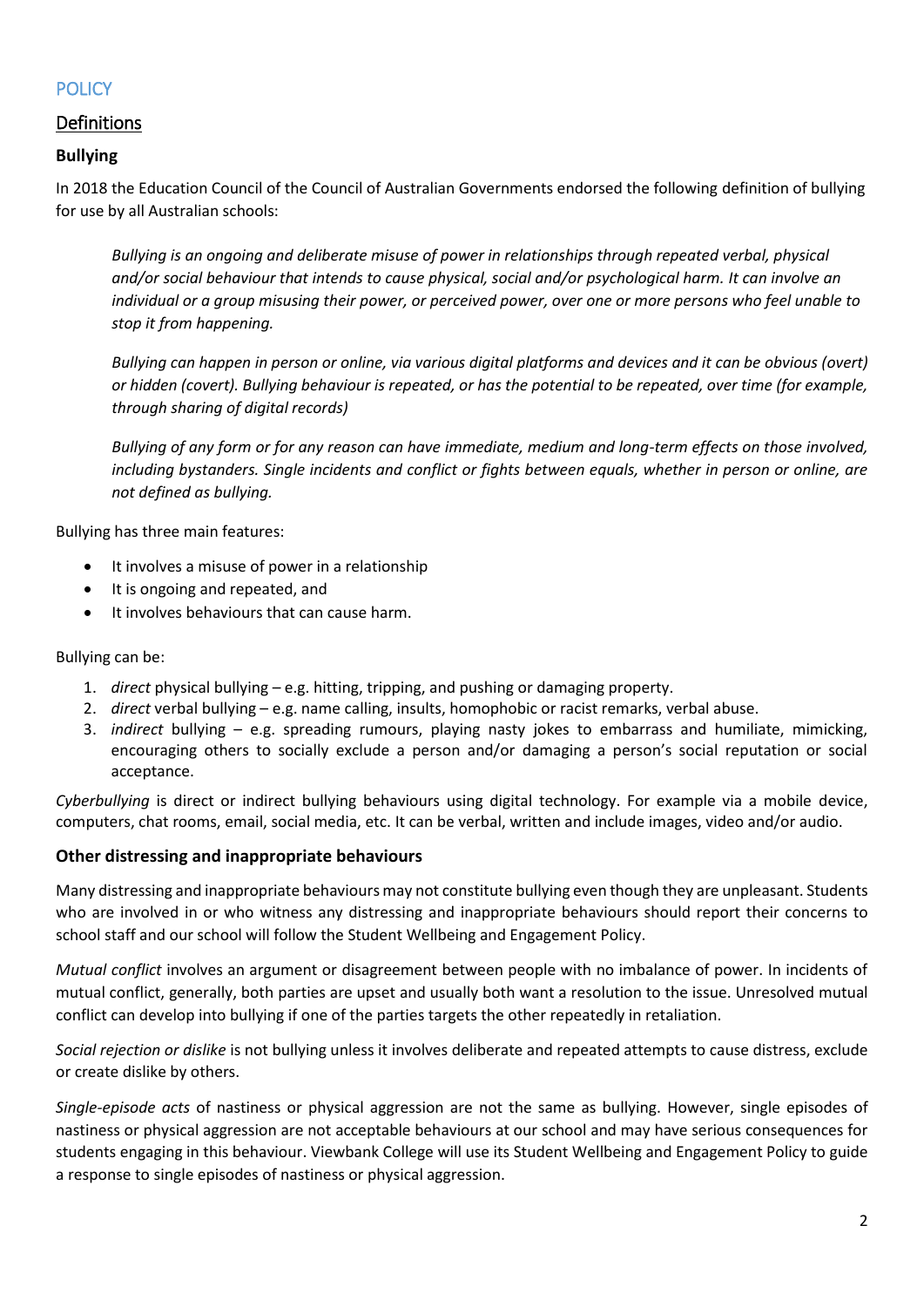# POLICY

## Definitions

### Bullying

In 2018 the Education Council of the Council of Australian Governments endorsed the following definition of bullying for use by all Australian schools:

> *Bullying is an ongoing and deliberate misuse of power in relationships through repeated verbal, physical and/or social behaviour that intends to cause physical, social and/or psychological harm. It can involve an individual or a group misusing their power, or perceived power, over one or more persons who feel unable to stop it from happening.*
>
> *Bullying can happen in person or online, via various digital platforms and devices and it can be obvious (overt) or hidden (covert). Bullying behaviour is repeated, or has the potential to be repeated, over time (for example, through sharing of digital records)*
>
> *Bullying of any form or for any reason can have immediate, medium and long-term effects on those involved, including bystanders. Single incidents and conflict or fights between equals, whether in person or online, are not defined as bullying.*

Bullying has three main features:

- It involves a misuse of power in a relationship
- It is ongoing and repeated, and
- It involves behaviours that can cause harm.

Bullying can be:

1. *direct* physical bullying – e.g. hitting, tripping, and pushing or damaging property.
2. *direct* verbal bullying – e.g. name calling, insults, homophobic or racist remarks, verbal abuse.
3. *indirect* bullying – e.g. spreading rumours, playing nasty jokes to embarrass and humiliate, mimicking, encouraging others to socially exclude a person and/or damaging a person's social reputation or social acceptance.

*Cyberbullying* is direct or indirect bullying behaviours using digital technology. For example via a mobile device, computers, chat rooms, email, social media, etc. It can be verbal, written and include images, video and/or audio.

### Other distressing and inappropriate behaviours

Many distressing and inappropriate behaviours may not constitute bullying even though they are unpleasant. Students who are involved in or who witness any distressing and inappropriate behaviours should report their concerns to school staff and our school will follow the Student Wellbeing and Engagement Policy.

*Mutual conflict* involves an argument or disagreement between people with no imbalance of power. In incidents of mutual conflict, generally, both parties are upset and usually both want a resolution to the issue. Unresolved mutual conflict can develop into bullying if one of the parties targets the other repeatedly in retaliation.

*Social rejection or dislike* is not bullying unless it involves deliberate and repeated attempts to cause distress, exclude or create dislike by others.

*Single-episode acts* of nastiness or physical aggression are not the same as bullying. However, single episodes of nastiness or physical aggression are not acceptable behaviours at our school and may have serious consequences for students engaging in this behaviour. Viewbank College will use its Student Wellbeing and Engagement Policy to guide a response to single episodes of nastiness or physical aggression.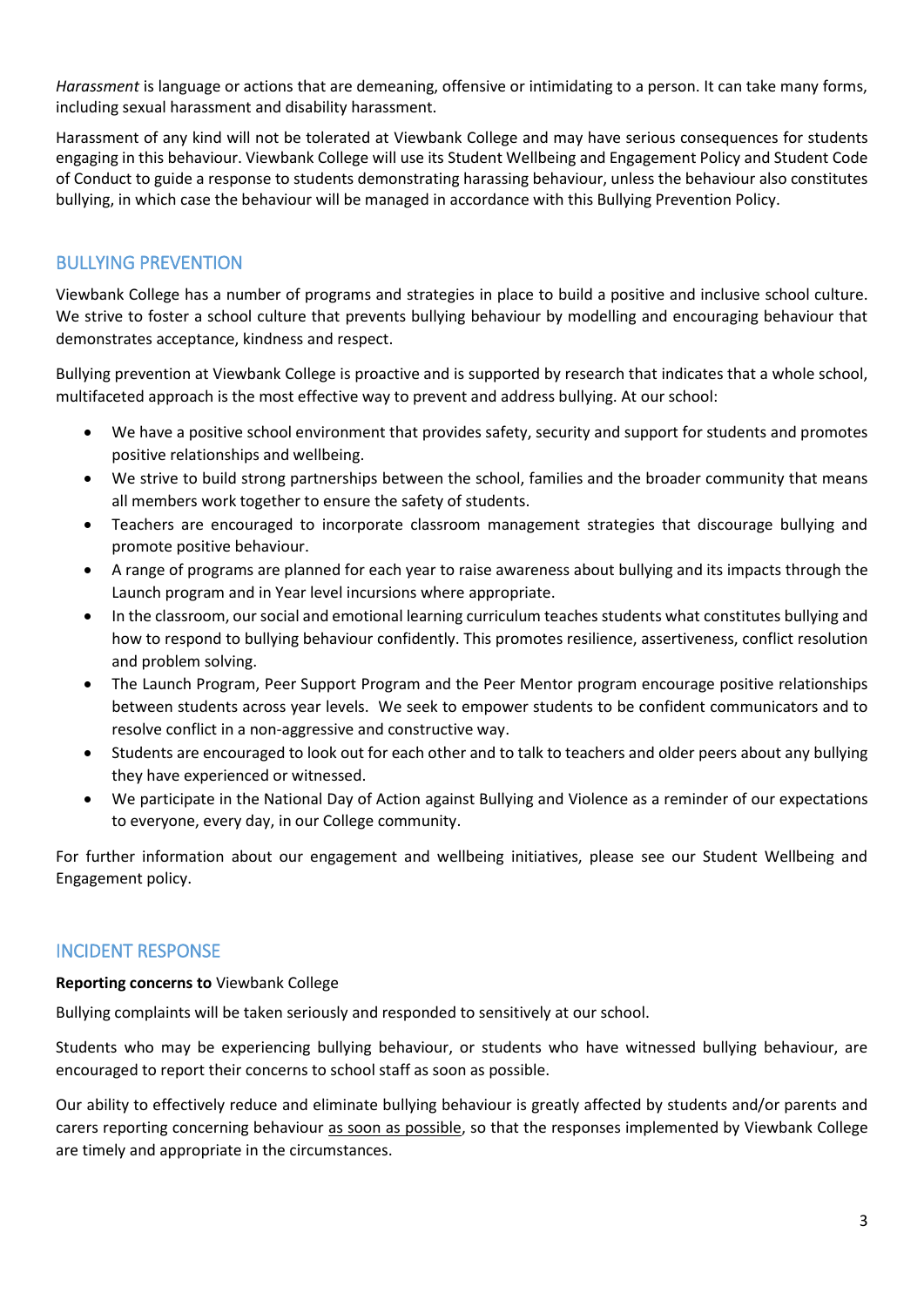*Harassment* is language or actions that are demeaning, offensive or intimidating to a person. It can take many forms, including sexual harassment and disability harassment.

Harassment of any kind will not be tolerated at Viewbank College and may have serious consequences for students engaging in this behaviour. Viewbank College will use its Student Wellbeing and Engagement Policy and Student Code of Conduct to guide a response to students demonstrating harassing behaviour, unless the behaviour also constitutes bullying, in which case the behaviour will be managed in accordance with this Bullying Prevention Policy.

## BULLYING PREVENTION

Viewbank College has a number of programs and strategies in place to build a positive and inclusive school culture. We strive to foster a school culture that prevents bullying behaviour by modelling and encouraging behaviour that demonstrates acceptance, kindness and respect.

Bullying prevention at Viewbank College is proactive and is supported by research that indicates that a whole school, multifaceted approach is the most effective way to prevent and address bullying. At our school:

- We have a positive school environment that provides safety, security and support for students and promotes positive relationships and wellbeing.
- We strive to build strong partnerships between the school, families and the broader community that means all members work together to ensure the safety of students.
- Teachers are encouraged to incorporate classroom management strategies that discourage bullying and promote positive behaviour.
- A range of programs are planned for each year to raise awareness about bullying and its impacts through the Launch program and in Year level incursions where appropriate.
- In the classroom, our social and emotional learning curriculum teaches students what constitutes bullying and how to respond to bullying behaviour confidently. This promotes resilience, assertiveness, conflict resolution and problem solving.
- The Launch Program, Peer Support Program and the Peer Mentor program encourage positive relationships between students across year levels. We seek to empower students to be confident communicators and to resolve conflict in a non-aggressive and constructive way.
- Students are encouraged to look out for each other and to talk to teachers and older peers about any bullying they have experienced or witnessed.
- We participate in the National Day of Action against Bullying and Violence as a reminder of our expectations to everyone, every day, in our College community.

For further information about our engagement and wellbeing initiatives, please see our Student Wellbeing and Engagement policy.

## INCIDENT RESPONSE

**Reporting concerns to** Viewbank College

Bullying complaints will be taken seriously and responded to sensitively at our school.

Students who may be experiencing bullying behaviour, or students who have witnessed bullying behaviour, are encouraged to report their concerns to school staff as soon as possible.

Our ability to effectively reduce and eliminate bullying behaviour is greatly affected by students and/or parents and carers reporting concerning behaviour <u>as soon as possible</u>, so that the responses implemented by Viewbank College are timely and appropriate in the circumstances.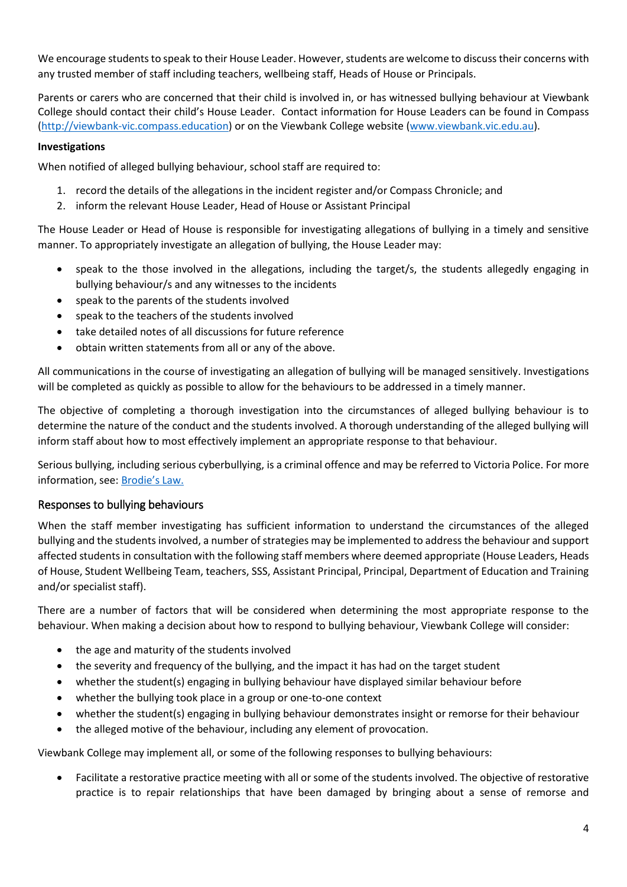We encourage students to speak to their House Leader. However, students are welcome to discuss their concerns with any trusted member of staff including teachers, wellbeing staff, Heads of House or Principals.

Parents or carers who are concerned that their child is involved in, or has witnessed bullying behaviour at Viewbank College should contact their child's House Leader. Contact information for House Leaders can be found in Compass ([http://viewbank-vic.compass.education](http://viewbank-vic.compass.education)) or on the Viewbank College website ([www.viewbank.vic.edu.au](www.viewbank.vic.edu.au)).

**Investigations**

When notified of alleged bullying behaviour, school staff are required to:

1. record the details of the allegations in the incident register and/or Compass Chronicle; and
2. inform the relevant House Leader, Head of House or Assistant Principal

The House Leader or Head of House is responsible for investigating allegations of bullying in a timely and sensitive manner. To appropriately investigate an allegation of bullying, the House Leader may:

- speak to the those involved in the allegations, including the target/s, the students allegedly engaging in bullying behaviour/s and any witnesses to the incidents
- speak to the parents of the students involved
- speak to the teachers of the students involved
- take detailed notes of all discussions for future reference
- obtain written statements from all or any of the above.

All communications in the course of investigating an allegation of bullying will be managed sensitively. Investigations will be completed as quickly as possible to allow for the behaviours to be addressed in a timely manner.

The objective of completing a thorough investigation into the circumstances of alleged bullying behaviour is to determine the nature of the conduct and the students involved. A thorough understanding of the alleged bullying will inform staff about how to most effectively implement an appropriate response to that behaviour.

Serious bullying, including serious cyberbullying, is a criminal offence and may be referred to Victoria Police. For more information, see: Brodie's Law.

## Responses to bullying behaviours

When the staff member investigating has sufficient information to understand the circumstances of the alleged bullying and the students involved, a number of strategies may be implemented to address the behaviour and support affected students in consultation with the following staff members where deemed appropriate (House Leaders, Heads of House, Student Wellbeing Team, teachers, SSS, Assistant Principal, Principal, Department of Education and Training and/or specialist staff).

There are a number of factors that will be considered when determining the most appropriate response to the behaviour. When making a decision about how to respond to bullying behaviour, Viewbank College will consider:

- the age and maturity of the students involved
- the severity and frequency of the bullying, and the impact it has had on the target student
- whether the student(s) engaging in bullying behaviour have displayed similar behaviour before
- whether the bullying took place in a group or one-to-one context
- whether the student(s) engaging in bullying behaviour demonstrates insight or remorse for their behaviour
- the alleged motive of the behaviour, including any element of provocation.

Viewbank College may implement all, or some of the following responses to bullying behaviours:

- Facilitate a restorative practice meeting with all or some of the students involved. The objective of restorative practice is to repair relationships that have been damaged by bringing about a sense of remorse and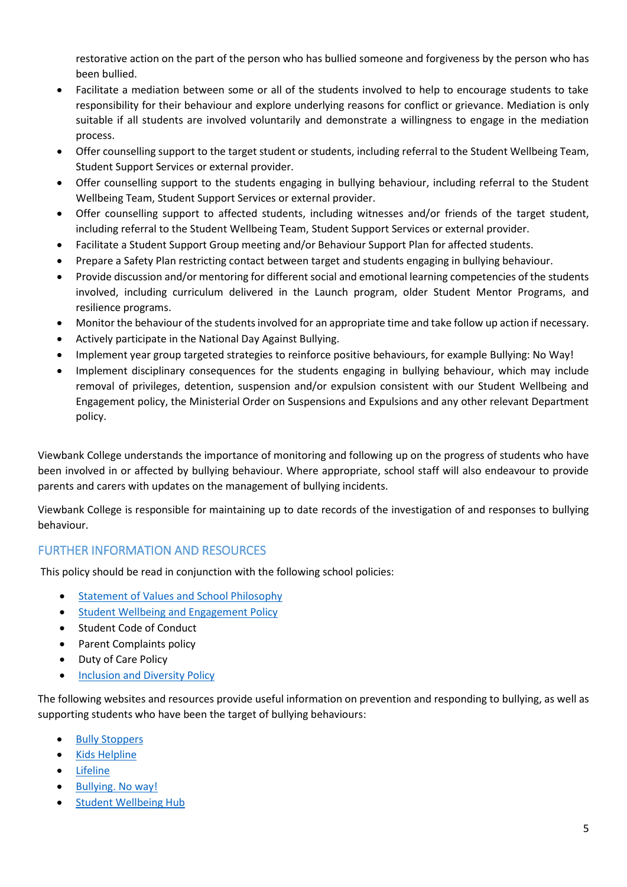restorative action on the part of the person who has bullied someone and forgiveness by the person who has been bullied.

- Facilitate a mediation between some or all of the students involved to help to encourage students to take responsibility for their behaviour and explore underlying reasons for conflict or grievance. Mediation is only suitable if all students are involved voluntarily and demonstrate a willingness to engage in the mediation process.
- Offer counselling support to the target student or students, including referral to the Student Wellbeing Team, Student Support Services or external provider.
- Offer counselling support to the students engaging in bullying behaviour, including referral to the Student Wellbeing Team, Student Support Services or external provider.
- Offer counselling support to affected students, including witnesses and/or friends of the target student, including referral to the Student Wellbeing Team, Student Support Services or external provider.
- Facilitate a Student Support Group meeting and/or Behaviour Support Plan for affected students.
- Prepare a Safety Plan restricting contact between target and students engaging in bullying behaviour.
- Provide discussion and/or mentoring for different social and emotional learning competencies of the students involved, including curriculum delivered in the Launch program, older Student Mentor Programs, and resilience programs.
- Monitor the behaviour of the students involved for an appropriate time and take follow up action if necessary.
- Actively participate in the National Day Against Bullying.
- Implement year group targeted strategies to reinforce positive behaviours, for example Bullying: No Way!
- Implement disciplinary consequences for the students engaging in bullying behaviour, which may include removal of privileges, detention, suspension and/or expulsion consistent with our Student Wellbeing and Engagement policy, the Ministerial Order on Suspensions and Expulsions and any other relevant Department policy.

Viewbank College understands the importance of monitoring and following up on the progress of students who have been involved in or affected by bullying behaviour. Where appropriate, school staff will also endeavour to provide parents and carers with updates on the management of bullying incidents.

Viewbank College is responsible for maintaining up to date records of the investigation of and responses to bullying behaviour.

## FURTHER INFORMATION AND RESOURCES

This policy should be read in conjunction with the following school policies:

- Statement of Values and School Philosophy
- Student Wellbeing and Engagement Policy
- Student Code of Conduct
- Parent Complaints policy
- Duty of Care Policy
- Inclusion and Diversity Policy

The following websites and resources provide useful information on prevention and responding to bullying, as well as supporting students who have been the target of bullying behaviours:

- Bully Stoppers
- Kids Helpline
- Lifeline
- Bullying. No way!
- Student Wellbeing Hub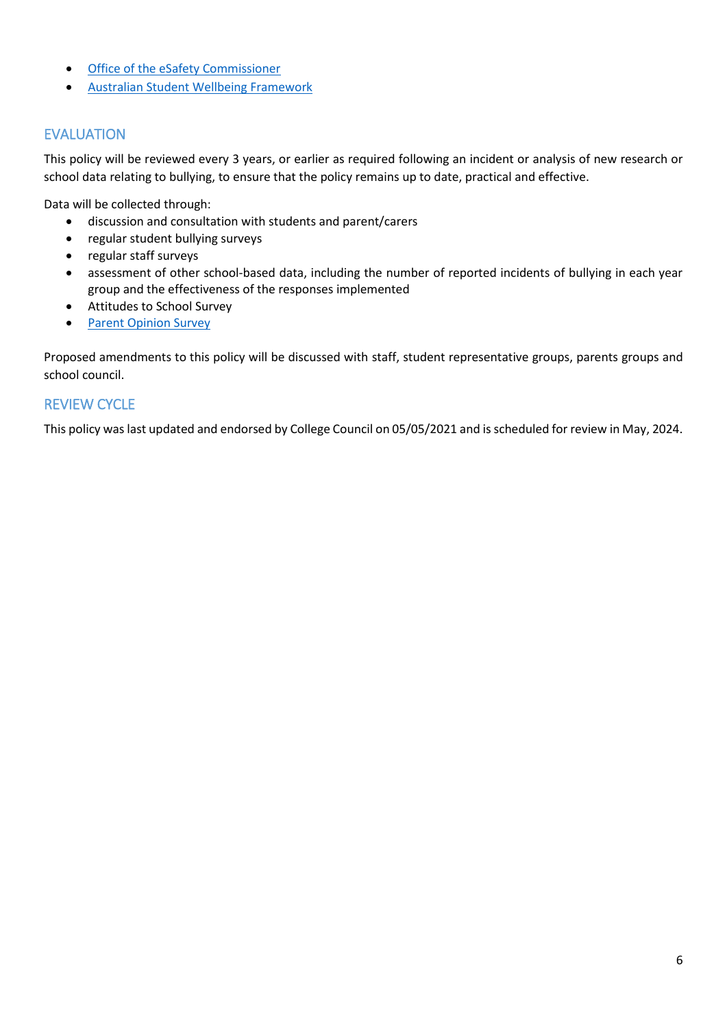- Office of the eSafety Commissioner
- Australian Student Wellbeing Framework

## EVALUATION

This policy will be reviewed every 3 years, or earlier as required following an incident or analysis of new research or school data relating to bullying, to ensure that the policy remains up to date, practical and effective.

Data will be collected through:

- discussion and consultation with students and parent/carers
- regular student bullying surveys
- regular staff surveys
- assessment of other school-based data, including the number of reported incidents of bullying in each year group and the effectiveness of the responses implemented
- Attitudes to School Survey
- Parent Opinion Survey

Proposed amendments to this policy will be discussed with staff, student representative groups, parents groups and school council.

## REVIEW CYCLE

This policy was last updated and endorsed by College Council on 05/05/2021 and is scheduled for review in May, 2024.